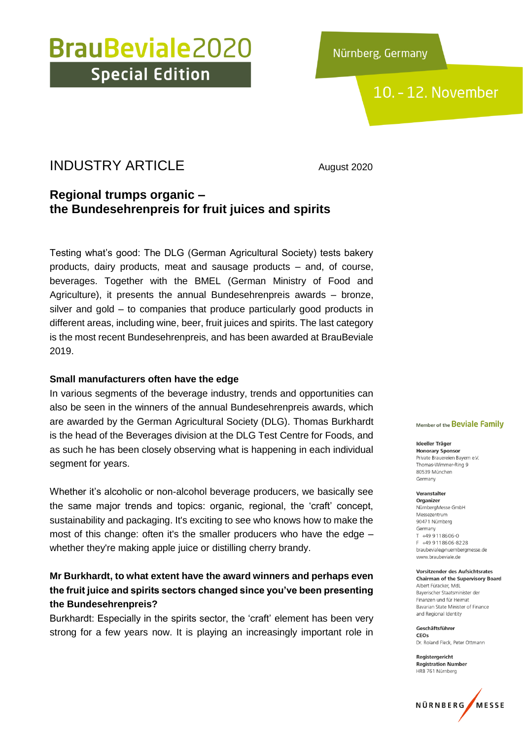# BrauBeviale2020 Special Edition

Nürnberg, Germany

10. - 12. November

## INDUSTRY ARTICLE

August 2020

## Regional trumps organic – the Bundesehrenpreis for fruit juices and spirits

Testing what's good: The DLG (German Agricultural Society) tests bakery products, dairy products, meat and sausage products – and, of course, beverages. Together with the BMEL (German Ministry of Food and Agriculture), it presents the annual Bundesehrenpreis awards – bronze, silver and gold – to companies that produce particularly good products in different areas, including wine, beer, fruit juices and spirits. The last category is the most recent Bundesehrenpreis, and has been awarded at BrauBeviale 2019.

### Small manufacturers often have the edge

In various segments of the beverage industry, trends and opportunities can also be seen in the winners of the annual Bundesehrenpreis awards, which are awarded by the German Agricultural Society (DLG). Thomas Burkhardt is the head of the Beverages division at the DLG Test Centre for Foods, and as such he has been closely observing what is happening in each individual segment for years.

Whether it's alcoholic or non-alcohol beverage producers, we basically see the same major trends and topics: organic, regional, the 'craft' concept, sustainability and packaging. It's exciting to see who knows how to make the most of this change: often it's the smaller producers who have the edge – whether they're making apple juice or distilling cherry brandy.

**Mr Burkhardt, to what extent have the award winners and perhaps even the fruit juice and spirits sectors changed since you've been presenting the Bundesehrenpreis?**

Burkhardt: Especially in the spirits sector, the 'craft' element has been very strong for a few years now. It is playing an increasingly important role in

Member of the Beviale Family

**Ideeller Träger**
**Honorary Sponsor**
Private Brauereien Bayern e.V.
Thomas-Wimmer-Ring 9
80539 München
Germany

**Veranstalter**
**Organizer**
NürnbergMesse GmbH
Messezentrum
90471 Nürnberg
Germany
T +49 9118606-0
F +49 9118606-8228
braubeviale@nuernbergmesse.de
www.braubeviale.de

**Vorsitzender des Aufsichtsrates**
**Chairman of the Supervisory Board**
Albert Füracker, MdL
Bayerischer Staatsminister der Finanzen und für Heimat
Bavarian State Minister of Finance and Regional Identity

**Geschäftsführer**
**CEOs**
Dr. Roland Fleck, Peter Ottmann

**Registergericht**
**Registration Number**
HRB 761 Nürnberg

NÜRNBERG MESSE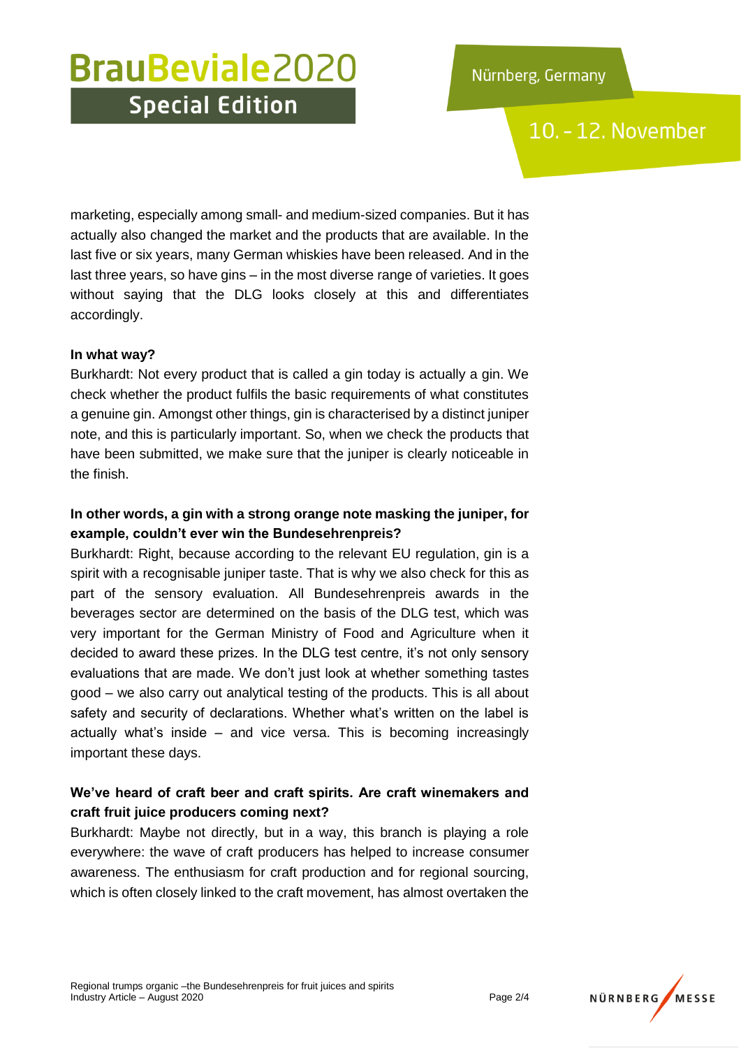marketing, especially among small- and medium-sized companies. But it has actually also changed the market and the products that are available. In the last five or six years, many German whiskies have been released. And in the last three years, so have gins – in the most diverse range of varieties. It goes without saying that the DLG looks closely at this and differentiates accordingly.

**In what way?**

Burkhardt: Not every product that is called a gin today is actually a gin. We check whether the product fulfils the basic requirements of what constitutes a genuine gin. Amongst other things, gin is characterised by a distinct juniper note, and this is particularly important. So, when we check the products that have been submitted, we make sure that the juniper is clearly noticeable in the finish.

**In other words, a gin with a strong orange note masking the juniper, for example, couldn't ever win the Bundesehrenpreis?**

Burkhardt: Right, because according to the relevant EU regulation, gin is a spirit with a recognisable juniper taste. That is why we also check for this as part of the sensory evaluation. All Bundesehrenpreis awards in the beverages sector are determined on the basis of the DLG test, which was very important for the German Ministry of Food and Agriculture when it decided to award these prizes. In the DLG test centre, it's not only sensory evaluations that are made. We don't just look at whether something tastes good – we also carry out analytical testing of the products. This is all about safety and security of declarations. Whether what's written on the label is actually what's inside – and vice versa. This is becoming increasingly important these days.

**We've heard of craft beer and craft spirits. Are craft winemakers and craft fruit juice producers coming next?**

Burkhardt: Maybe not directly, but in a way, this branch is playing a role everywhere: the wave of craft producers has helped to increase consumer awareness. The enthusiasm for craft production and for regional sourcing, which is often closely linked to the craft movement, has almost overtaken the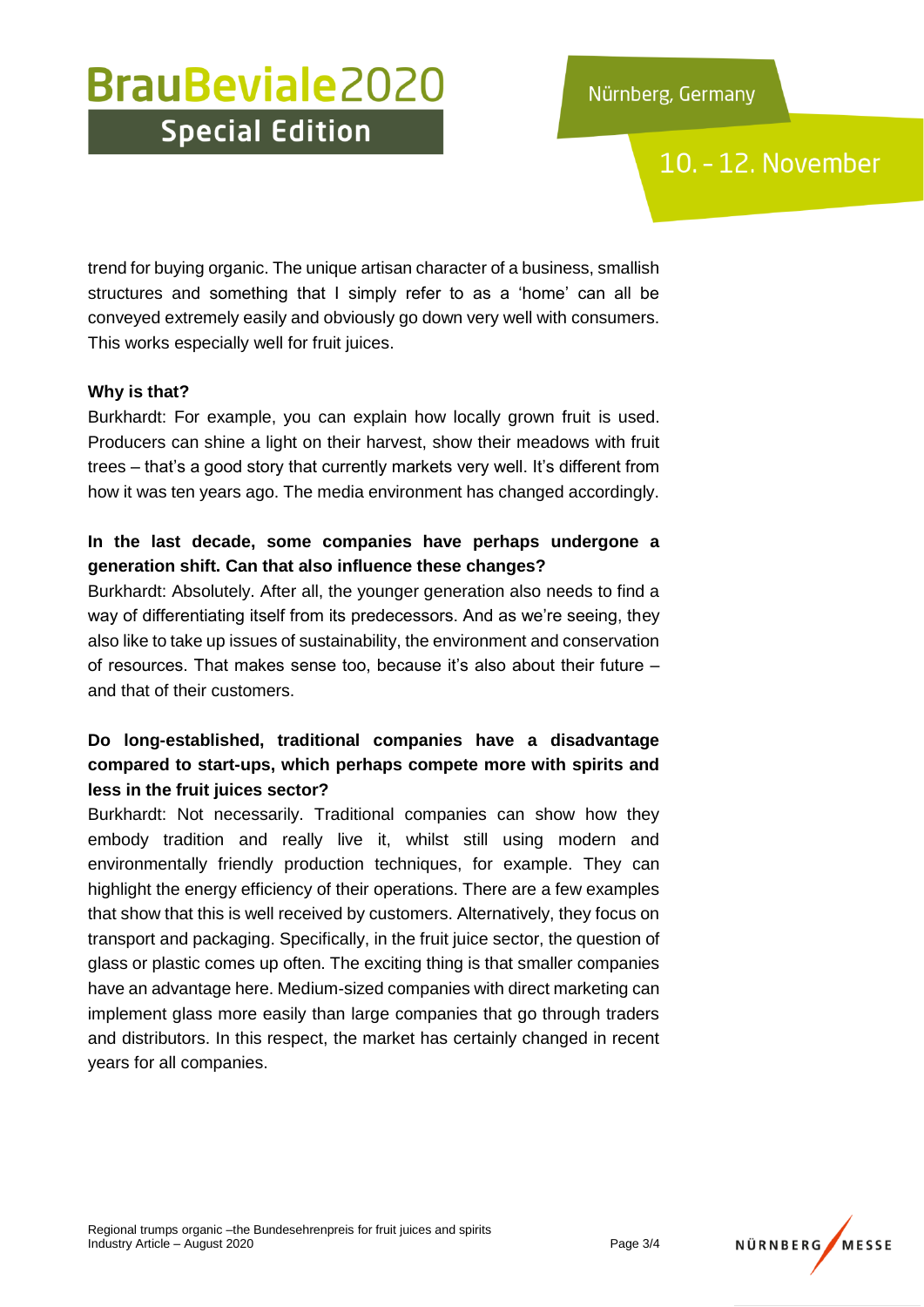trend for buying organic. The unique artisan character of a business, smallish structures and something that I simply refer to as a 'home' can all be conveyed extremely easily and obviously go down very well with consumers. This works especially well for fruit juices.

**Why is that?**

Burkhardt: For example, you can explain how locally grown fruit is used. Producers can shine a light on their harvest, show their meadows with fruit trees – that's a good story that currently markets very well. It's different from how it was ten years ago. The media environment has changed accordingly.

**In the last decade, some companies have perhaps undergone a generation shift. Can that also influence these changes?**

Burkhardt: Absolutely. After all, the younger generation also needs to find a way of differentiating itself from its predecessors. And as we're seeing, they also like to take up issues of sustainability, the environment and conservation of resources. That makes sense too, because it's also about their future – and that of their customers.

**Do long-established, traditional companies have a disadvantage compared to start-ups, which perhaps compete more with spirits and less in the fruit juices sector?**

Burkhardt: Not necessarily. Traditional companies can show how they embody tradition and really live it, whilst still using modern and environmentally friendly production techniques, for example. They can highlight the energy efficiency of their operations. There are a few examples that show that this is well received by customers. Alternatively, they focus on transport and packaging. Specifically, in the fruit juice sector, the question of glass or plastic comes up often. The exciting thing is that smaller companies have an advantage here. Medium-sized companies with direct marketing can implement glass more easily than large companies that go through traders and distributors. In this respect, the market has certainly changed in recent years for all companies.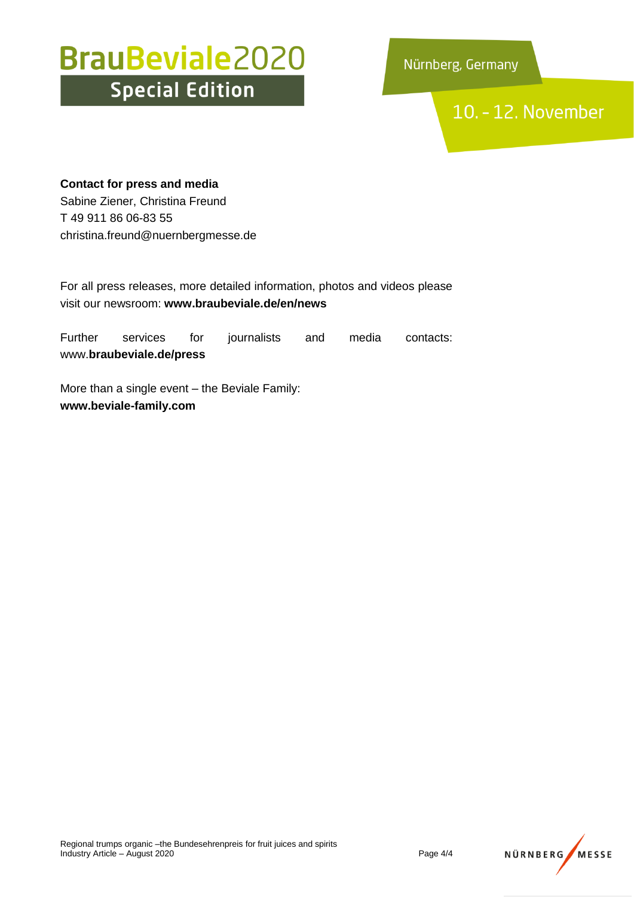**Contact for press and media**
Sabine Ziener, Christina Freund
T 49 911 86 06-83 55
christina.freund@nuernbergmesse.de

For all press releases, more detailed information, photos and videos please visit our newsroom: **www.braubeviale.de/en/news**

Further services for journalists and media contacts: www.**braubeviale.de/press**

More than a single event – the Beviale Family:
**www.beviale-family.com**